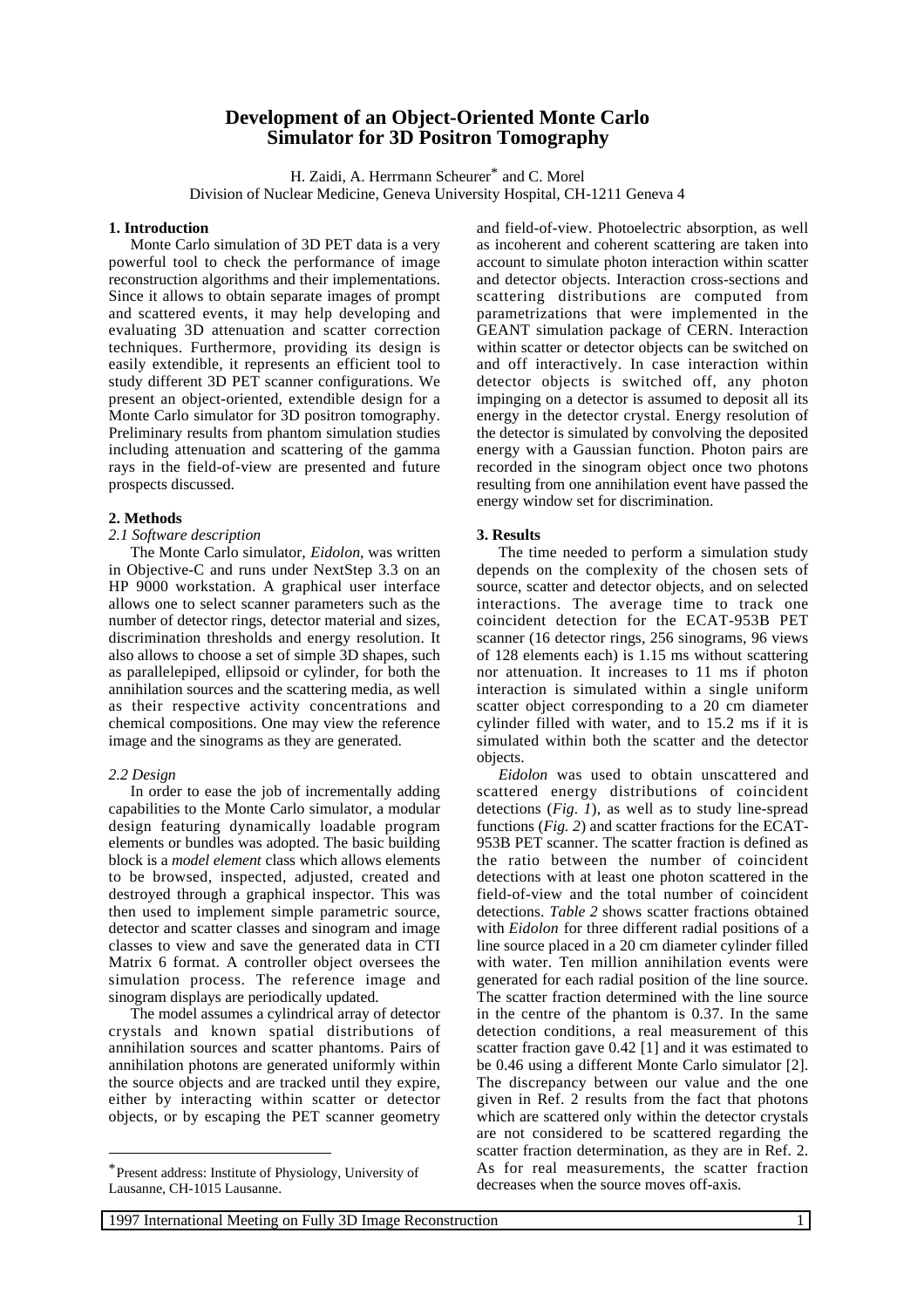# Development of an Object-Oriented Monte Carlo Simulator for 3D Positron Tomography

H. Zaidi, A. Herrmann Scheurer* and C. Morel
Division of Nuclear Medicine, Geneva University Hospital, CH-1211 Geneva 4

## 1. Introduction

Monte Carlo simulation of 3D PET data is a very powerful tool to check the performance of image reconstruction algorithms and their implementations. Since it allows to obtain separate images of prompt and scattered events, it may help developing and evaluating 3D attenuation and scatter correction techniques. Furthermore, providing its design is easily extendible, it represents an efficient tool to study different 3D PET scanner configurations. We present an object-oriented, extendible design for a Monte Carlo simulator for 3D positron tomography. Preliminary results from phantom simulation studies including attenuation and scattering of the gamma rays in the field-of-view are presented and future prospects discussed.

## 2. Methods

### *2.1 Software description*

The Monte Carlo simulator, *Eidolon*, was written in Objective-C and runs under NextStep 3.3 on an HP 9000 workstation. A graphical user interface allows one to select scanner parameters such as the number of detector rings, detector material and sizes, discrimination thresholds and energy resolution. It also allows to choose a set of simple 3D shapes, such as parallelepiped, ellipsoid or cylinder, for both the annihilation sources and the scattering media, as well as their respective activity concentrations and chemical compositions. One may view the reference image and the sinograms as they are generated.

### *2.2 Design*

In order to ease the job of incrementally adding capabilities to the Monte Carlo simulator, a modular design featuring dynamically loadable program elements or bundles was adopted. The basic building block is a *model element* class which allows elements to be browsed, inspected, adjusted, created and destroyed through a graphical inspector. This was then used to implement simple parametric source, detector and scatter classes and sinogram and image classes to view and save the generated data in CTI Matrix 6 format. A controller object oversees the simulation process. The reference image and sinogram displays are periodically updated.

The model assumes a cylindrical array of detector crystals and known spatial distributions of annihilation sources and scatter phantoms. Pairs of annihilation photons are generated uniformly within the source objects and are tracked until they expire, either by interacting within scatter or detector objects, or by escaping the PET scanner geometry and field-of-view. Photoelectric absorption, as well as incoherent and coherent scattering are taken into account to simulate photon interaction within scatter and detector objects. Interaction cross-sections and scattering distributions are computed from parametrizations that were implemented in the GEANT simulation package of CERN. Interaction within scatter or detector objects can be switched on and off interactively. In case interaction within detector objects is switched off, any photon impinging on a detector is assumed to deposit all its energy in the detector crystal. Energy resolution of the detector is simulated by convolving the deposited energy with a Gaussian function. Photon pairs are recorded in the sinogram object once two photons resulting from one annihilation event have passed the energy window set for discrimination.

## 3. Results

The time needed to perform a simulation study depends on the complexity of the chosen sets of source, scatter and detector objects, and on selected interactions. The average time to track one coincident detection for the ECAT-953B PET scanner (16 detector rings, 256 sinograms, 96 views of 128 elements each) is 1.15 ms without scattering nor attenuation. It increases to 11 ms if photon interaction is simulated within a single uniform scatter object corresponding to a 20 cm diameter cylinder filled with water, and to 15.2 ms if it is simulated within both the scatter and the detector objects.

*Eidolon* was used to obtain unscattered and scattered energy distributions of coincident detections (*Fig. 1*), as well as to study line-spread functions (*Fig. 2*) and scatter fractions for the ECAT-953B PET scanner. The scatter fraction is defined as the ratio between the number of coincident detections with at least one photon scattered in the field-of-view and the total number of coincident detections. *Table 2* shows scatter fractions obtained with *Eidolon* for three different radial positions of a line source placed in a 20 cm diameter cylinder filled with water. Ten million annihilation events were generated for each radial position of the line source. The scatter fraction determined with the line source in the centre of the phantom is 0.37. In the same detection conditions, a real measurement of this scatter fraction gave 0.42 [1] and it was estimated to be 0.46 using a different Monte Carlo simulator [2]. The discrepancy between our value and the one given in Ref. 2 results from the fact that photons which are scattered only within the detector crystals are not considered to be scattered regarding the scatter fraction determination, as they are in Ref. 2. As for real measurements, the scatter fraction decreases when the source moves off-axis.

*Present address: Institute of Physiology, University of Lausanne, CH-1015 Lausanne.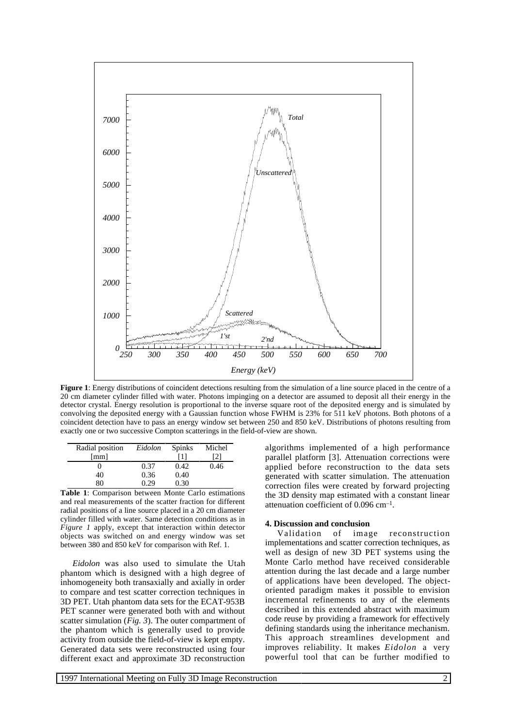**Figure 1**: Energy distributions of coincident detections resulting from the simulation of a line source placed in the centre of a 20 cm diameter cylinder filled with water. Photons impinging on a detector are assumed to deposit all their energy in the detector crystal. Energy resolution is proportional to the inverse square root of the deposited energy and is simulated by convolving the deposited energy with a Gaussian function whose FWHM is 23% for 511 keV photons. Both photons of a coincident detection have to pass an energy window set between 250 and 850 keV. Distributions of photons resulting from exactly one or two successive Compton scatterings in the field-of-view are shown.

| Radial position [mm] | *Eidolon* | Spinks [1] | Michel [2] |
|---|---|---|---|
| 0 | 0.37 | 0.42 | 0.46 |
| 40 | 0.36 | 0.40 | |
| 80 | 0.29 | 0.30 | |

**Table 1**: Comparison between Monte Carlo estimations and real measurements of the scatter fraction for different radial positions of a line source placed in a 20 cm diameter cylinder filled with water. Same detection conditions as in *Figure 1* apply, except that interaction within detector objects was switched on and energy window was set between 380 and 850 keV for comparison with Ref. 1.

*Eidolon* was also used to simulate the Utah phantom which is designed with a high degree of inhomogeneity both transaxially and axially in order to compare and test scatter correction techniques in 3D PET. Utah phantom data sets for the ECAT-953B PET scanner were generated both with and without scatter simulation (*Fig. 3*). The outer compartment of the phantom which is generally used to provide activity from outside the field-of-view is kept empty. Generated data sets were reconstructed using four different exact and approximate 3D reconstruction algorithms implemented of a high performance parallel platform [3]. Attenuation corrections were applied before reconstruction to the data sets generated with scatter simulation. The attenuation correction files were created by forward projecting the 3D density map estimated with a constant linear attenuation coefficient of 0.096 $cm^{-1}$.

#### 4. Discussion and conclusion

Validation of image reconstruction implementations and scatter correction techniques, as well as design of new 3D PET systems using the Monte Carlo method have received considerable attention during the last decade and a large number of applications have been developed. The object-oriented paradigm makes it possible to envision incremental refinements to any of the elements described in this extended abstract with maximum code reuse by providing a framework for effectively defining standards using the inheritance mechanism. This approach streamlines development and improves reliability. It makes *Eidolon* a very powerful tool that can be further modified to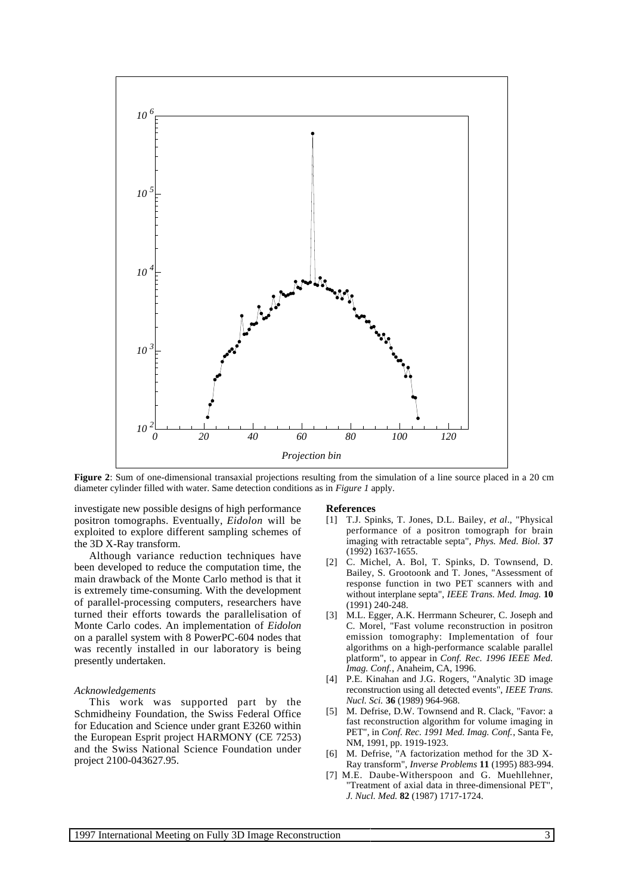**Figure 2**: Sum of one-dimensional transaxial projections resulting from the simulation of a line source placed in a 20 cm diameter cylinder filled with water. Same detection conditions as in *Figure 1* apply.

investigate new possible designs of high performance positron tomographs. Eventually, *Eidolon* will be exploited to explore different sampling schemes of the 3D X-Ray transform.

Although variance reduction techniques have been developed to reduce the computation time, the main drawback of the Monte Carlo method is that it is extremely time-consuming. With the development of parallel-processing computers, researchers have turned their efforts towards the parallelisation of Monte Carlo codes. An implementation of *Eidolon* on a parallel system with 8 PowerPC-604 nodes that was recently installed in our laboratory is being presently undertaken.

*Acknowledgements*

This work was supported part by the Schmidheiny Foundation, the Swiss Federal Office for Education and Science under grant E3260 within the European Esprit project HARMONY (CE 7253) and the Swiss National Science Foundation under project 2100-043627.95.

**References**

[1] T.J. Spinks, T. Jones, D.L. Bailey, *et al*., "Physical performance of a positron tomograph for brain imaging with retractable septa", *Phys. Med. Biol.* **37** (1992) 1637-1655.

[2] C. Michel, A. Bol, T. Spinks, D. Townsend, D. Bailey, S. Grootoonk and T. Jones, "Assessment of response function in two PET scanners with and without interplane septa", *IEEE Trans. Med. Imag.* **10** (1991) 240-248.

[3] M.L. Egger, A.K. Herrmann Scheurer, C. Joseph and C. Morel, "Fast volume reconstruction in positron emission tomography: Implementation of four algorithms on a high-performance scalable parallel platform", to appear in *Conf. Rec. 1996 IEEE Med. Imag. Conf.*, Anaheim, CA, 1996.

[4] P.E. Kinahan and J.G. Rogers, "Analytic 3D image reconstruction using all detected events", *IEEE Trans. Nucl. Sci.* **36** (1989) 964-968.

[5] M. Defrise, D.W. Townsend and R. Clack, "Favor: a fast reconstruction algorithm for volume imaging in PET", in *Conf. Rec. 1991 Med. Imag. Conf.*, Santa Fe, NM, 1991, pp. 1919-1923.

[6] M. Defrise, "A factorization method for the 3D X-Ray transform", *Inverse Problems* **11** (1995) 883-994.

[7] M.E. Daube-Witherspoon and G. Muehllehner, "Treatment of axial data in three-dimensional PET", *J. Nucl. Med.* **82** (1987) 1717-1724.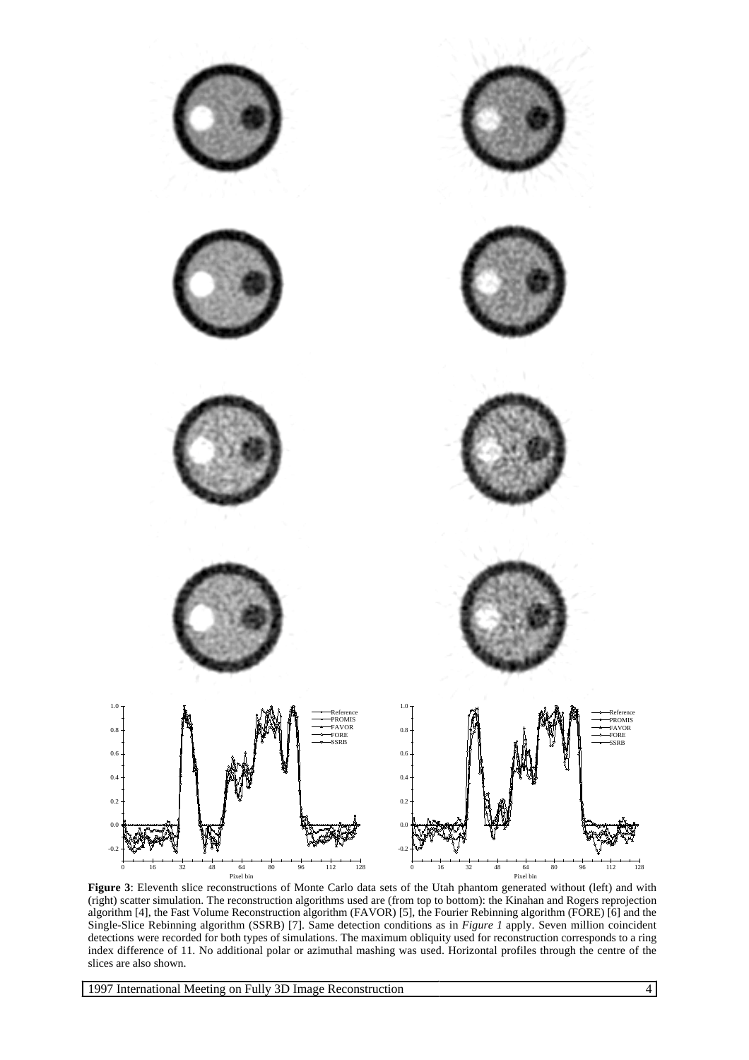1.0

0.8

0.6

0.4

0.2

0.0

-0.2

0 16 32 48 64 80 96 112 128

Pixel bin

Reference
PROMIS
FAVOR
FORE
SSRB

1.0

0.8

0.6

0.4

0.2

0.0

-0.2

0 16 32 48 64 80 96 112 128

Pixel bin

Reference
PROMIS
FAVOR
FORE
SSRB

**Figure 3**: Eleventh slice reconstructions of Monte Carlo data sets of the Utah phantom generated without (left) and with (right) scatter simulation. The reconstruction algorithms used are (from top to bottom): the Kinahan and Rogers reprojection algorithm [4], the Fast Volume Reconstruction algorithm (FAVOR) [5], the Fourier Rebinning algorithm (FORE) [6] and the Single-Slice Rebinning algorithm (SSRB) [7]. Same detection conditions as in *Figure 1* apply. Seven million coincident detections were recorded for both types of simulations. The maximum obliquity used for reconstruction corresponds to a ring index difference of 11. No additional polar or azimuthal mashing was used. Horizontal profiles through the centre of the slices are also shown.